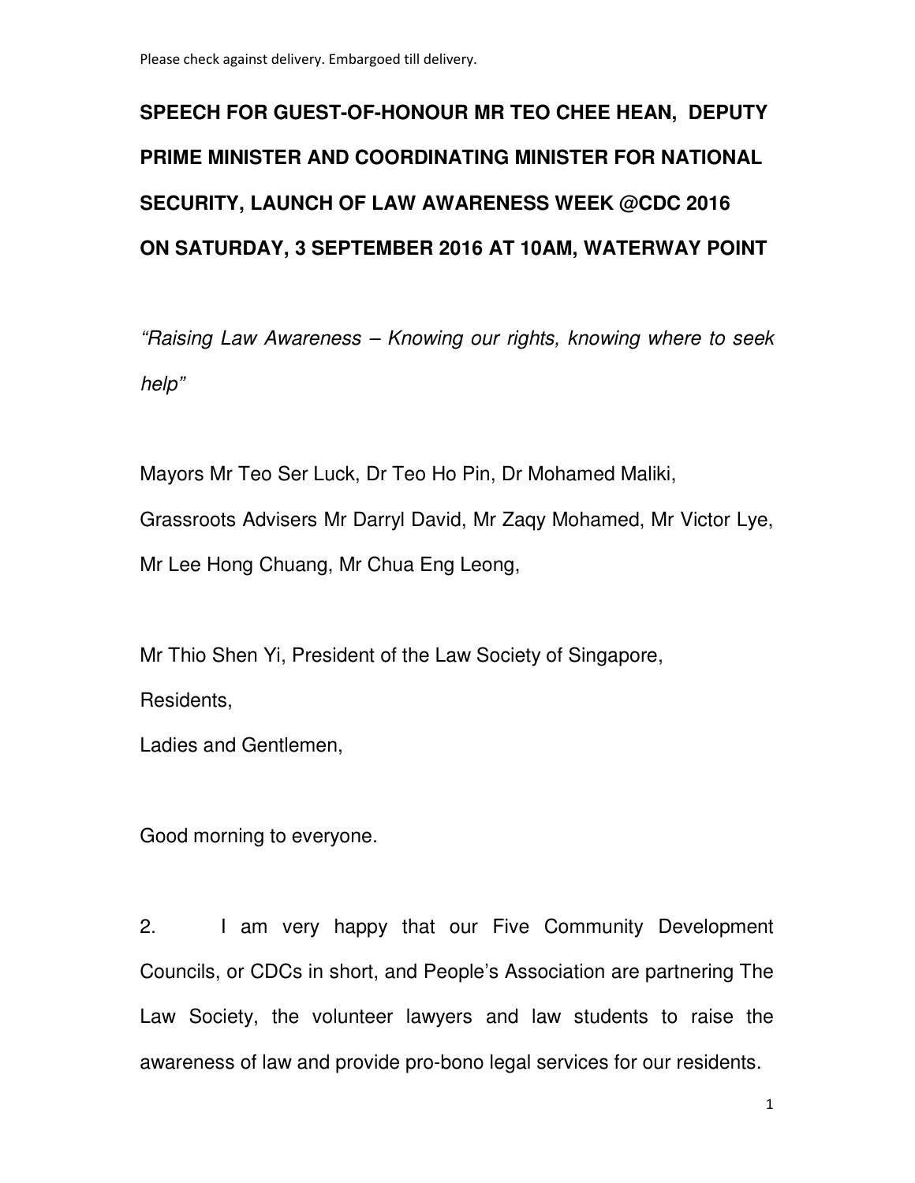Please check against delivery. Embargoed till delivery.

**SPEECH FOR GUEST-OF-HONOUR MR TEO CHEE HEAN, DEPUTY PRIME MINISTER AND COORDINATING MINISTER FOR NATIONAL SECURITY, LAUNCH OF LAW AWARENESS WEEK @CDC 2016 ON SATURDAY, 3 SEPTEMBER 2016 AT 10AM, WATERWAY POINT**

*"Raising Law Awareness – Knowing our rights, knowing where to seek help"*

Mayors Mr Teo Ser Luck, Dr Teo Ho Pin, Dr Mohamed Maliki,
Grassroots Advisers Mr Darryl David, Mr Zaqy Mohamed, Mr Victor Lye, Mr Lee Hong Chuang, Mr Chua Eng Leong,

Mr Thio Shen Yi, President of the Law Society of Singapore,
Residents,
Ladies and Gentlemen,

Good morning to everyone.

2. I am very happy that our Five Community Development Councils, or CDCs in short, and People's Association are partnering The Law Society, the volunteer lawyers and law students to raise the awareness of law and provide pro-bono legal services for our residents.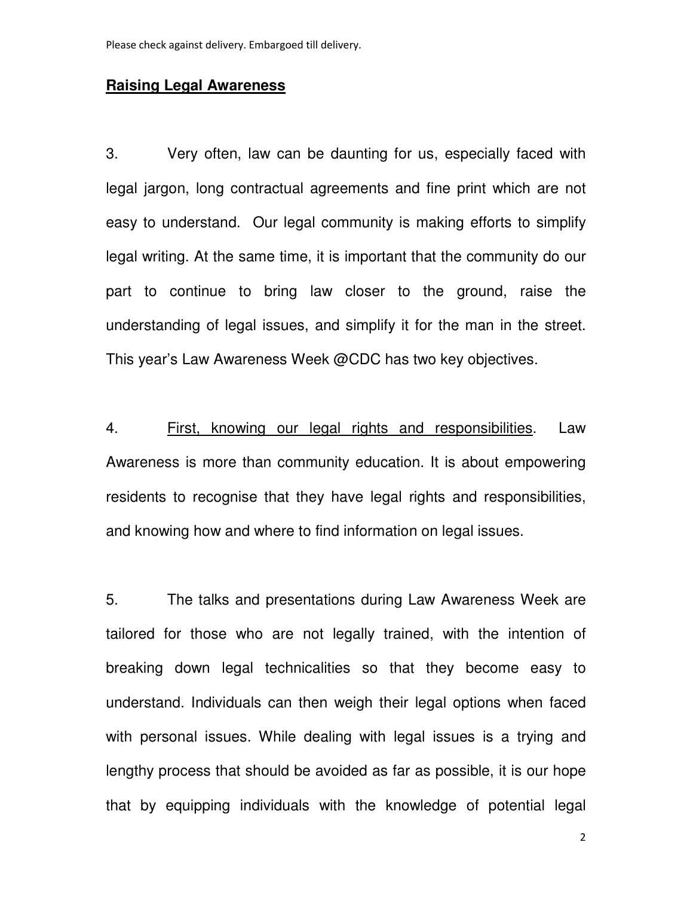## **Raising Legal Awareness**

3. Very often, law can be daunting for us, especially faced with legal jargon, long contractual agreements and fine print which are not easy to understand. Our legal community is making efforts to simplify legal writing. At the same time, it is important that the community do our part to continue to bring law closer to the ground, raise the understanding of legal issues, and simplify it for the man in the street. This year's Law Awareness Week @CDC has two key objectives.

4. <u>First, knowing our legal rights and responsibilities</u>. Law Awareness is more than community education. It is about empowering residents to recognise that they have legal rights and responsibilities, and knowing how and where to find information on legal issues.

5. The talks and presentations during Law Awareness Week are tailored for those who are not legally trained, with the intention of breaking down legal technicalities so that they become easy to understand. Individuals can then weigh their legal options when faced with personal issues. While dealing with legal issues is a trying and lengthy process that should be avoided as far as possible, it is our hope that by equipping individuals with the knowledge of potential legal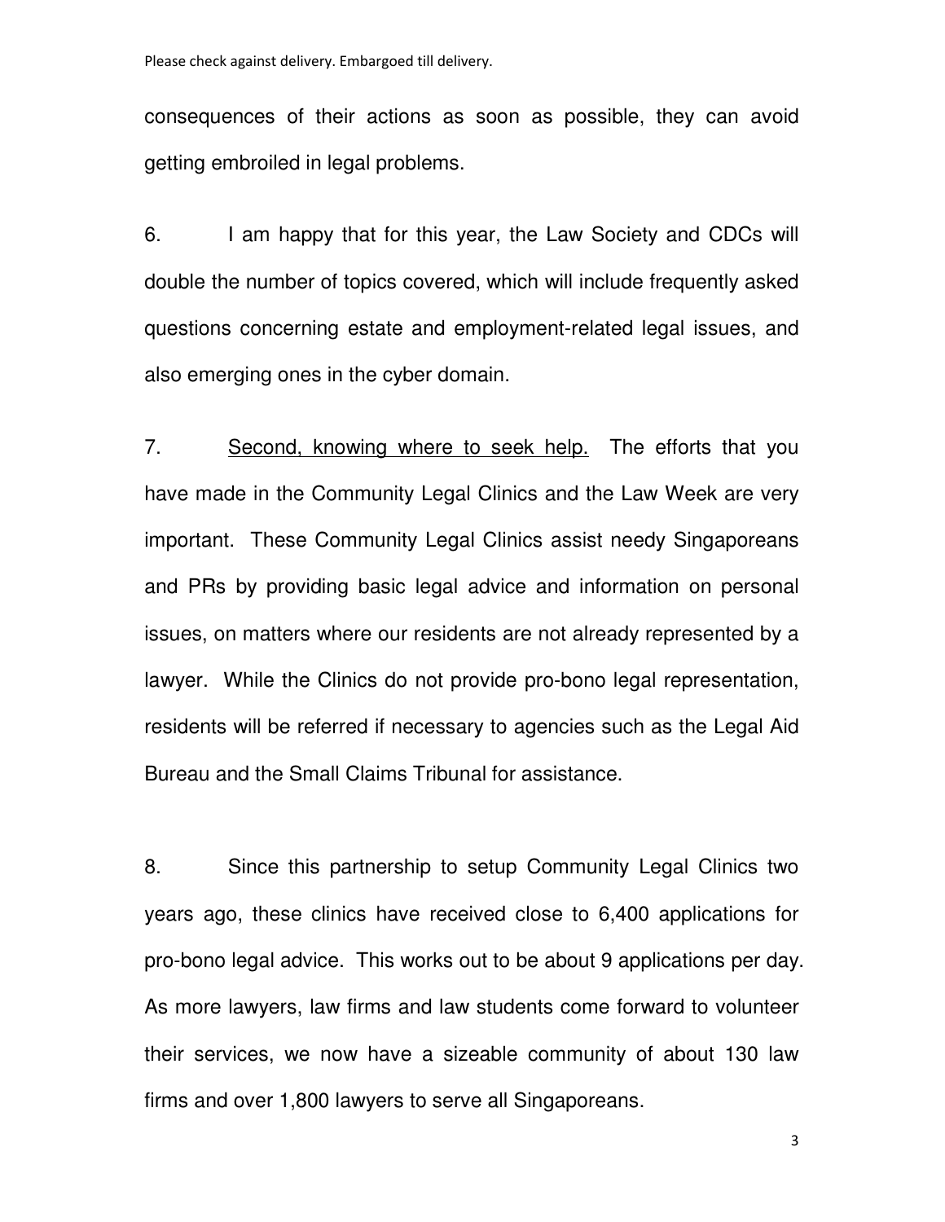consequences of their actions as soon as possible, they can avoid getting embroiled in legal problems.

6. I am happy that for this year, the Law Society and CDCs will double the number of topics covered, which will include frequently asked questions concerning estate and employment-related legal issues, and also emerging ones in the cyber domain.

7. <u>Second, knowing where to seek help.</u> The efforts that you have made in the Community Legal Clinics and the Law Week are very important. These Community Legal Clinics assist needy Singaporeans and PRs by providing basic legal advice and information on personal issues, on matters where our residents are not already represented by a lawyer. While the Clinics do not provide pro-bono legal representation, residents will be referred if necessary to agencies such as the Legal Aid Bureau and the Small Claims Tribunal for assistance.

8. Since this partnership to setup Community Legal Clinics two years ago, these clinics have received close to 6,400 applications for pro-bono legal advice. This works out to be about 9 applications per day. As more lawyers, law firms and law students come forward to volunteer their services, we now have a sizeable community of about 130 law firms and over 1,800 lawyers to serve all Singaporeans.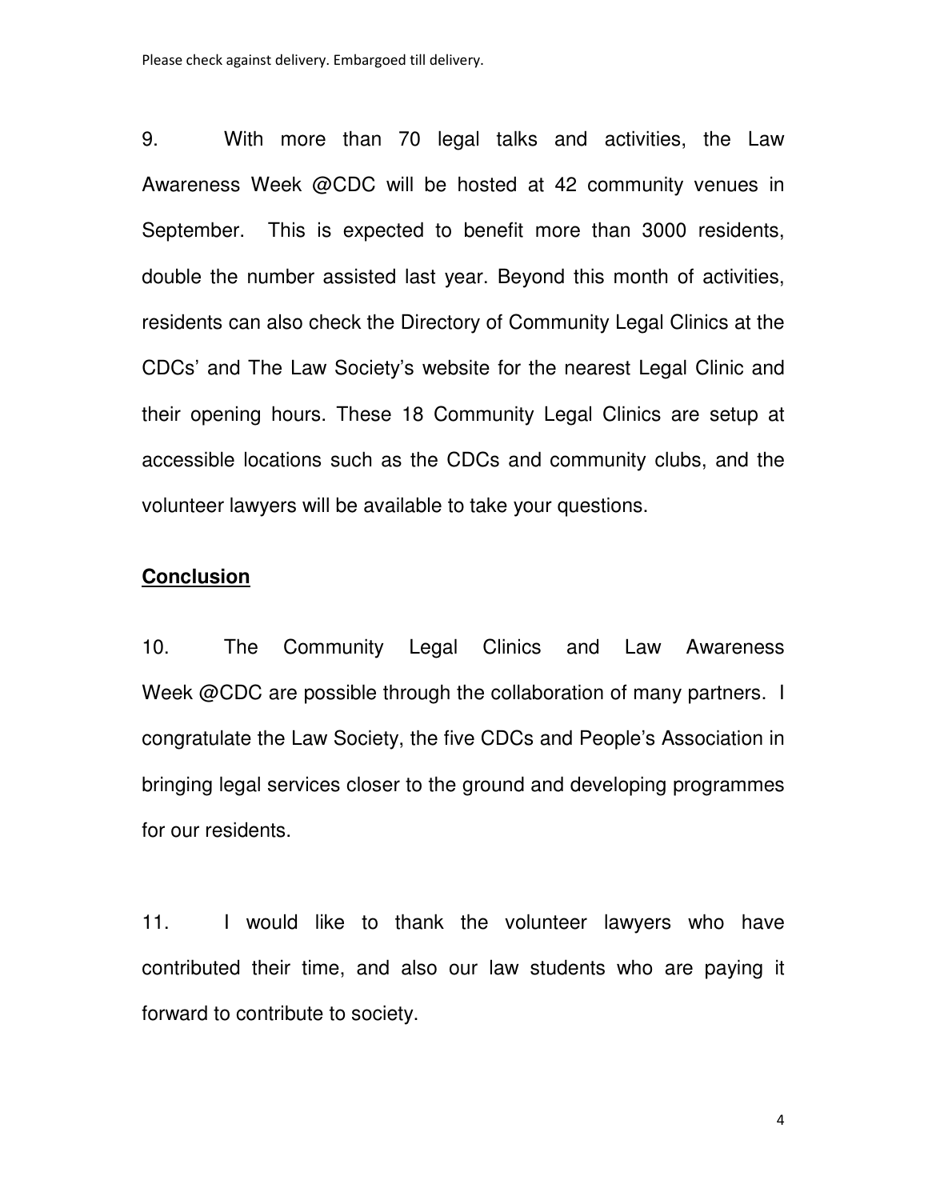9. With more than 70 legal talks and activities, the Law Awareness Week @CDC will be hosted at 42 community venues in September. This is expected to benefit more than 3000 residents, double the number assisted last year. Beyond this month of activities, residents can also check the Directory of Community Legal Clinics at the CDCs' and The Law Society's website for the nearest Legal Clinic and their opening hours. These 18 Community Legal Clinics are setup at accessible locations such as the CDCs and community clubs, and the volunteer lawyers will be available to take your questions.

**Conclusion**

10. The Community Legal Clinics and Law Awareness Week @CDC are possible through the collaboration of many partners. I congratulate the Law Society, the five CDCs and People's Association in bringing legal services closer to the ground and developing programmes for our residents.

11. I would like to thank the volunteer lawyers who have contributed their time, and also our law students who are paying it forward to contribute to society.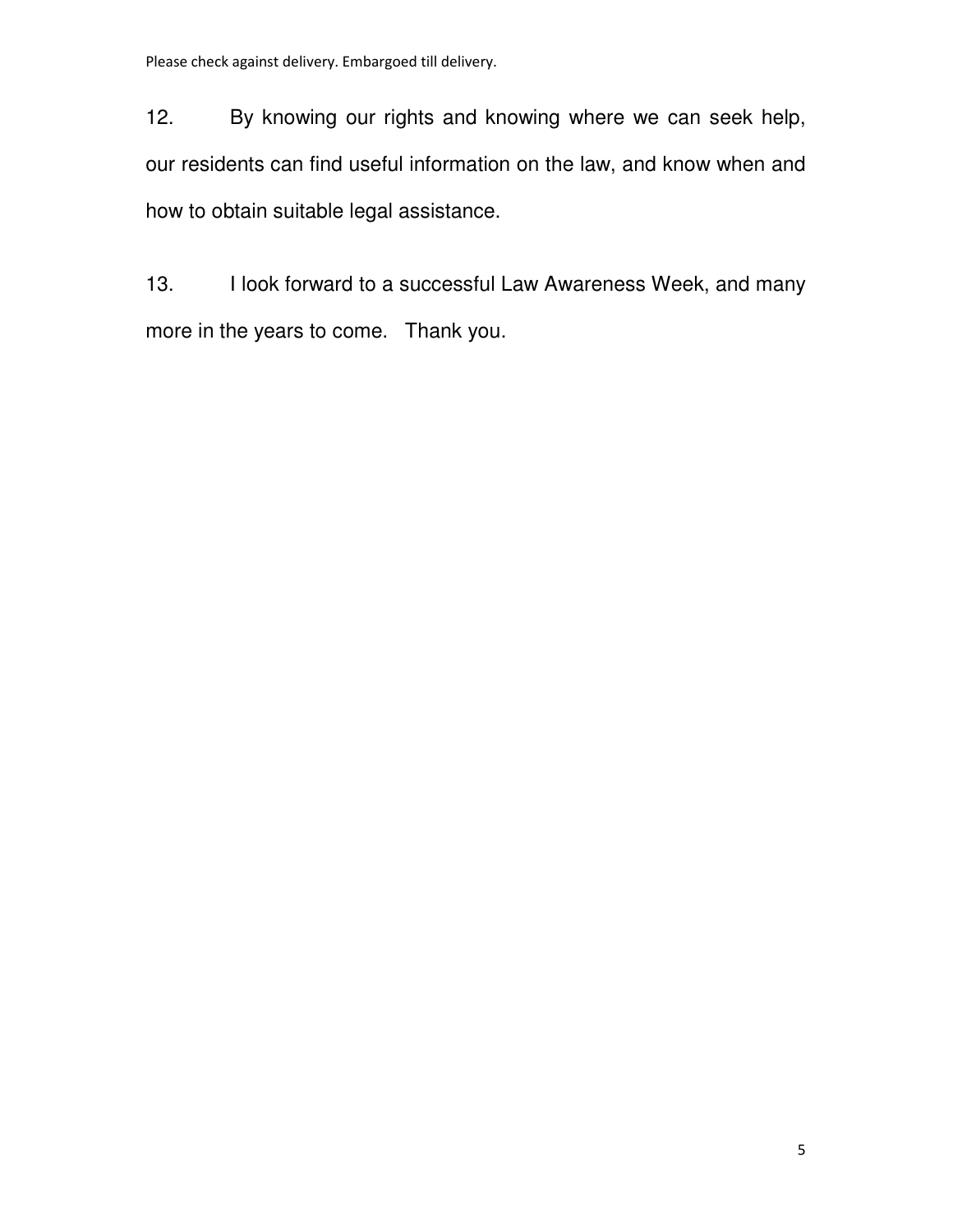12. By knowing our rights and knowing where we can seek help, our residents can find useful information on the law, and know when and how to obtain suitable legal assistance.

13. I look forward to a successful Law Awareness Week, and many more in the years to come. Thank you.